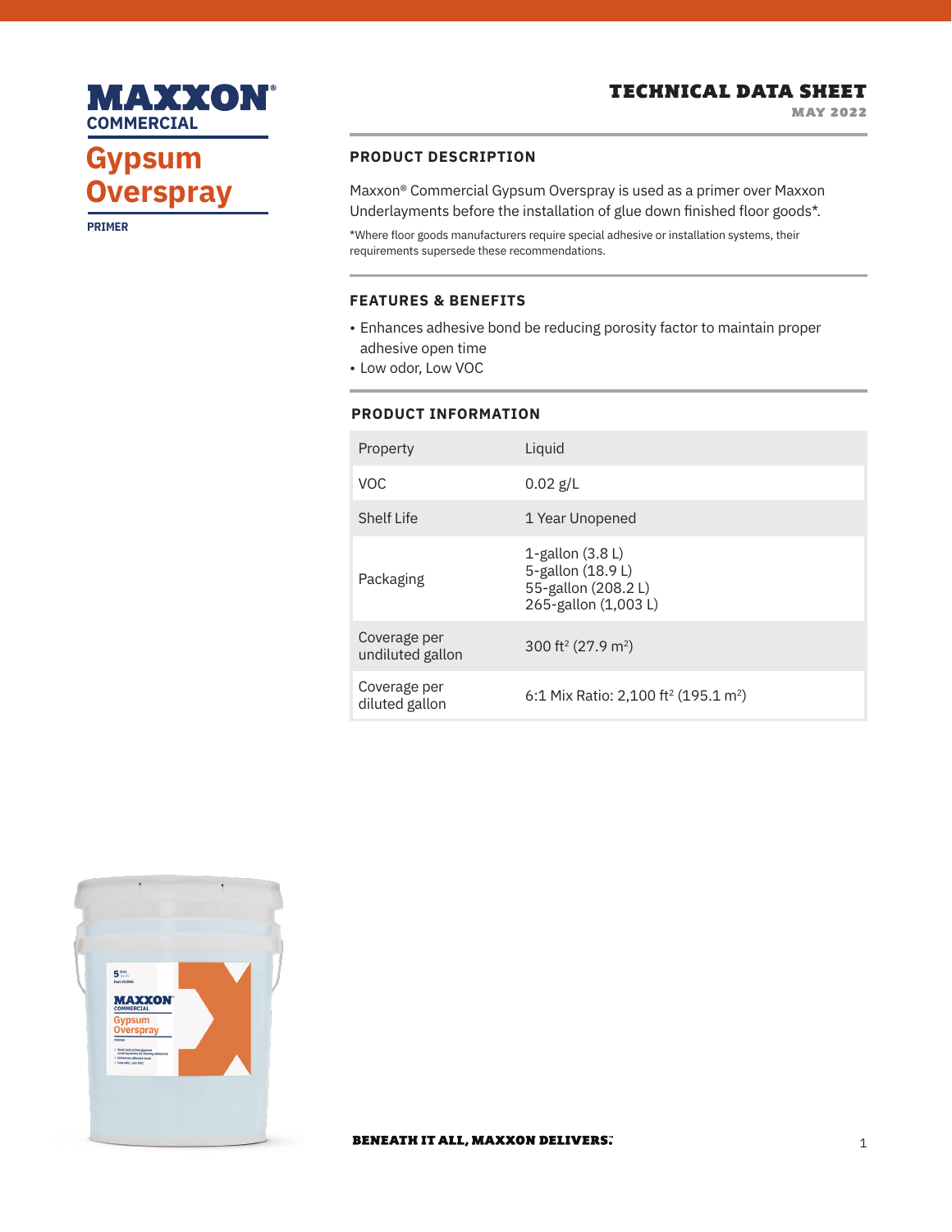**MAXXON**® COMMERCIAL

# Gypsum Overspray

PRIMER

**TECHNICAL DATA SHEET**
MAY 2022

## PRODUCT DESCRIPTION

Maxxon® Commercial Gypsum Overspray is used as a primer over Maxxon Underlayments before the installation of glue down finished floor goods*.

*Where floor goods manufacturers require special adhesive or installation systems, their requirements supersede these recommendations.

## FEATURES & BENEFITS

- Enhances adhesive bond be reducing porosity factor to maintain proper adhesive open time
- Low odor, Low VOC

## PRODUCT INFORMATION

| Property | Liquid |
|---|---|
| VOC | 0.02 g/L |
| Shelf Life | 1 Year Unopened |
| Packaging | 1-gallon (3.8 L)<br>5-gallon (18.9 L)<br>55-gallon (208.2 L)<br>265-gallon (1,003 L) |
| Coverage per undiluted gallon | 300 ft² (27.9 m²) |
| Coverage per diluted gallon | 6:1 Mix Ratio: 2,100 ft² (195.1 m²) |

**BENEATH IT ALL, MAXXON DELIVERS.**™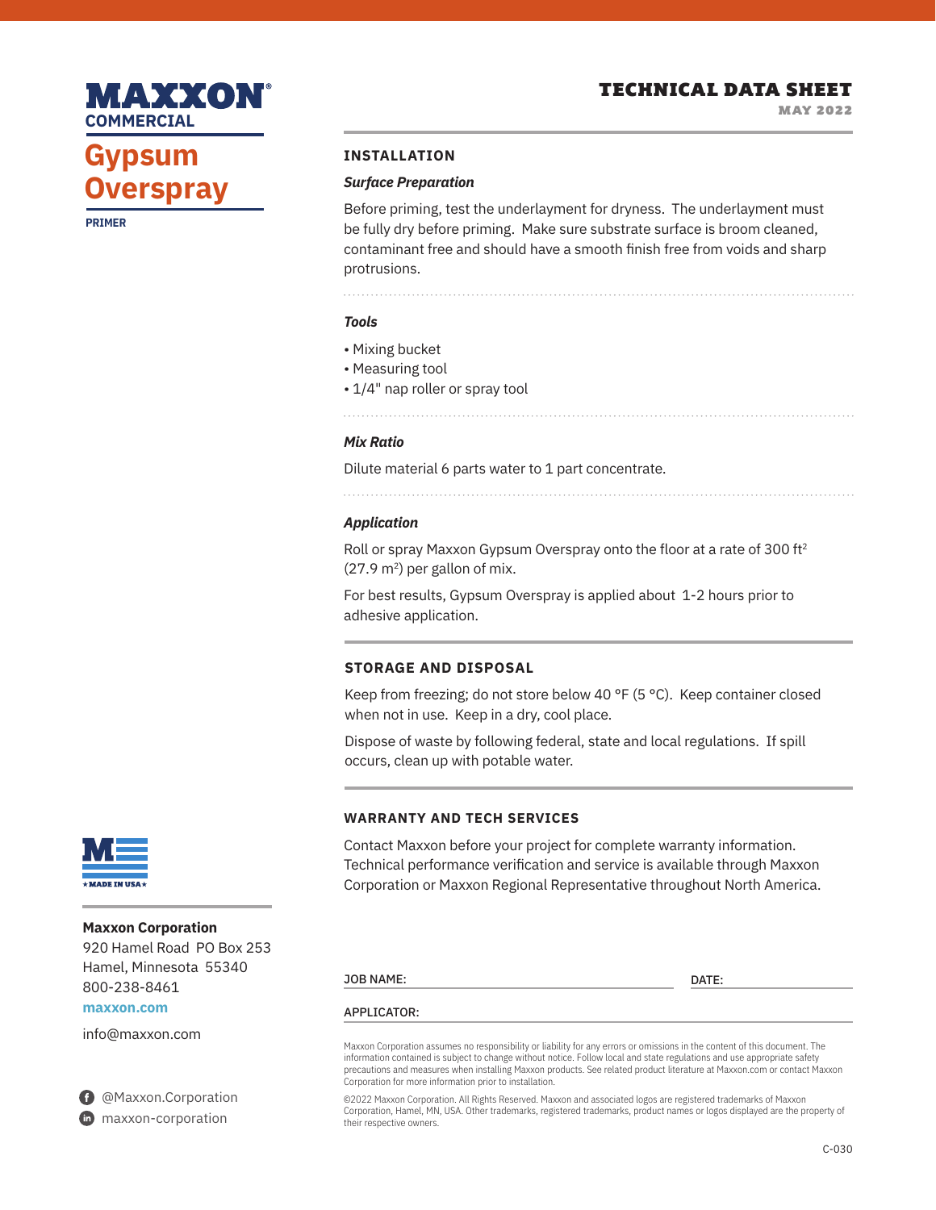# MAXXON®

COMMERCIAL

# Gypsum Overspray

PRIMER

## TECHNICAL DATA SHEET

MAY 2022

### INSTALLATION

***Surface Preparation***

Before priming, test the underlayment for dryness. The underlayment must be fully dry before priming. Make sure substrate surface is broom cleaned, contaminant free and should have a smooth finish free from voids and sharp protrusions.

***Tools***

- Mixing bucket
- Measuring tool
- 1/4" nap roller or spray tool

***Mix Ratio***

Dilute material 6 parts water to 1 part concentrate.

***Application***

Roll or spray Maxxon Gypsum Overspray onto the floor at a rate of 300 $ft^2$ (27.9 $m^2$) per gallon of mix.

For best results, Gypsum Overspray is applied about 1-2 hours prior to adhesive application.

### STORAGE AND DISPOSAL

Keep from freezing; do not store below 40 °F (5 °C). Keep container closed when not in use. Keep in a dry, cool place.

Dispose of waste by following federal, state and local regulations. If spill occurs, clean up with potable water.

### WARRANTY AND TECH SERVICES

Contact Maxxon before your project for complete warranty information. Technical performance verification and service is available through Maxxon Corporation or Maxxon Regional Representative throughout North America.

JOB NAME: DATE:

APPLICATOR:

Maxxon Corporation assumes no responsibility or liability for any errors or omissions in the content of this document. The information contained is subject to change without notice. Follow local and state regulations and use appropriate safety precautions and measures when installing Maxxon products. See related product literature at Maxxon.com or contact Maxxon Corporation for more information prior to installation.

©2022 Maxxon Corporation. All Rights Reserved. Maxxon and associated logos are registered trademarks of Maxxon Corporation, Hamel, MN, USA. Other trademarks, registered trademarks, product names or logos displayed are the property of their respective owners.

★MADE IN USA★

**Maxxon Corporation**
920 Hamel Road PO Box 253
Hamel, Minnesota 55340
800-238-8461
**maxxon.com**
info@maxxon.com

@Maxxon.Corporation
maxxon-corporation

C-030